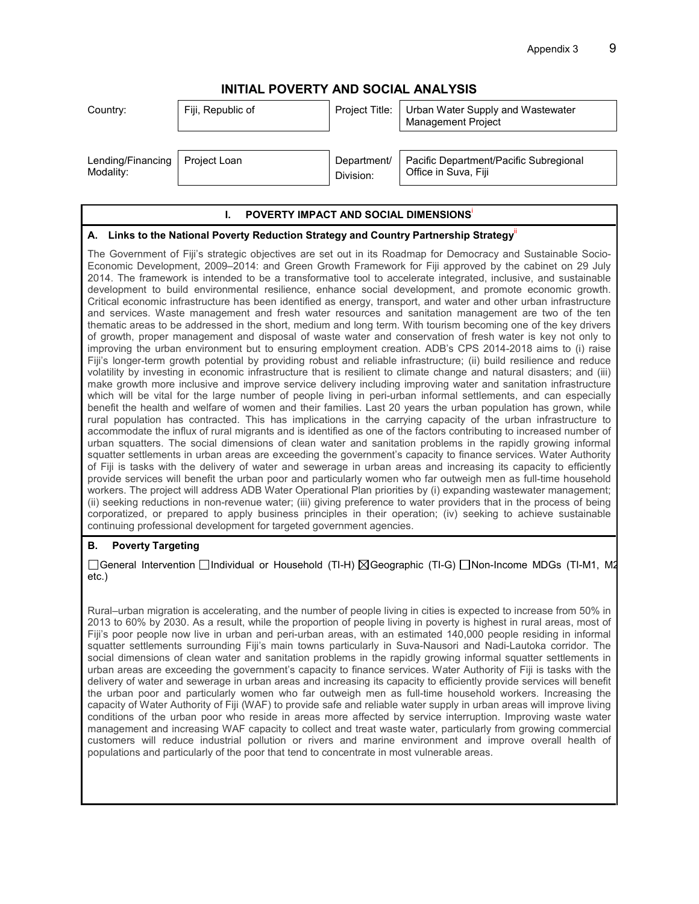# INITIAL POVERTY AND SOCIAL ANALYSIS

| Country: | Fiji, Republic of | Project Title: | Urban Water Supply and Wastewater Management Project |
|---|---|---|---|
| Lending/Financing Modality: | Project Loan | Department/ Division: | Pacific Department/Pacific Subregional Office in Suva, Fiji |

## I. POVERTY IMPACT AND SOCIAL DIMENSIONS[i]

### A. Links to the National Poverty Reduction Strategy and Country Partnership Strategy[ii]

The Government of Fiji's strategic objectives are set out in its Roadmap for Democracy and Sustainable Socio-Economic Development, 2009–2014: and Green Growth Framework for Fiji approved by the cabinet on 29 July 2014. The framework is intended to be a transformative tool to accelerate integrated, inclusive, and sustainable development to build environmental resilience, enhance social development, and promote economic growth. Critical economic infrastructure has been identified as energy, transport, and water and other urban infrastructure and services. Waste management and fresh water resources and sanitation management are two of the ten thematic areas to be addressed in the short, medium and long term. With tourism becoming one of the key drivers of growth, proper management and disposal of waste water and conservation of fresh water is key not only to improving the urban environment but to ensuring employment creation. ADB's CPS 2014-2018 aims to (i) raise Fiji's longer-term growth potential by providing robust and reliable infrastructure; (ii) build resilience and reduce volatility by investing in economic infrastructure that is resilient to climate change and natural disasters; and (iii) make growth more inclusive and improve service delivery including improving water and sanitation infrastructure which will be vital for the large number of people living in peri-urban informal settlements, and can especially benefit the health and welfare of women and their families. Last 20 years the urban population has grown, while rural population has contracted. This has implications in the carrying capacity of the urban infrastructure to accommodate the influx of rural migrants and is identified as one of the factors contributing to increased number of urban squatters. The social dimensions of clean water and sanitation problems in the rapidly growing informal squatter settlements in urban areas are exceeding the government's capacity to finance services. Water Authority of Fiji is tasks with the delivery of water and sewerage in urban areas and increasing its capacity to efficiently provide services will benefit the urban poor and particularly women who far outweigh men as full-time household workers. The project will address ADB Water Operational Plan priorities by (i) expanding wastewater management; (ii) seeking reductions in non-revenue water; (iii) giving preference to water providers that in the process of being corporatized, or prepared to apply business principles in their operation; (iv) seeking to achieve sustainable continuing professional development for targeted government agencies.

### B. Poverty Targeting

☐General Intervention ☐Individual or Household (TI-H) ☒Geographic (TI-G) ☐Non-Income MDGs (TI-M1, M2 etc.)

Rural–urban migration is accelerating, and the number of people living in cities is expected to increase from 50% in 2013 to 60% by 2030. As a result, while the proportion of people living in poverty is highest in rural areas, most of Fiji's poor people now live in urban and peri-urban areas, with an estimated 140,000 people residing in informal squatter settlements surrounding Fiji's main towns particularly in Suva-Nausori and Nadi-Lautoka corridor. The social dimensions of clean water and sanitation problems in the rapidly growing informal squatter settlements in urban areas are exceeding the government's capacity to finance services. Water Authority of Fiji is tasks with the delivery of water and sewerage in urban areas and increasing its capacity to efficiently provide services will benefit the urban poor and particularly women who far outweigh men as full-time household workers. Increasing the capacity of Water Authority of Fiji (WAF) to provide safe and reliable water supply in urban areas will improve living conditions of the urban poor who reside in areas more affected by service interruption. Improving waste water management and increasing WAF capacity to collect and treat waste water, particularly from growing commercial customers will reduce industrial pollution or rivers and marine environment and improve overall health of populations and particularly of the poor that tend to concentrate in most vulnerable areas.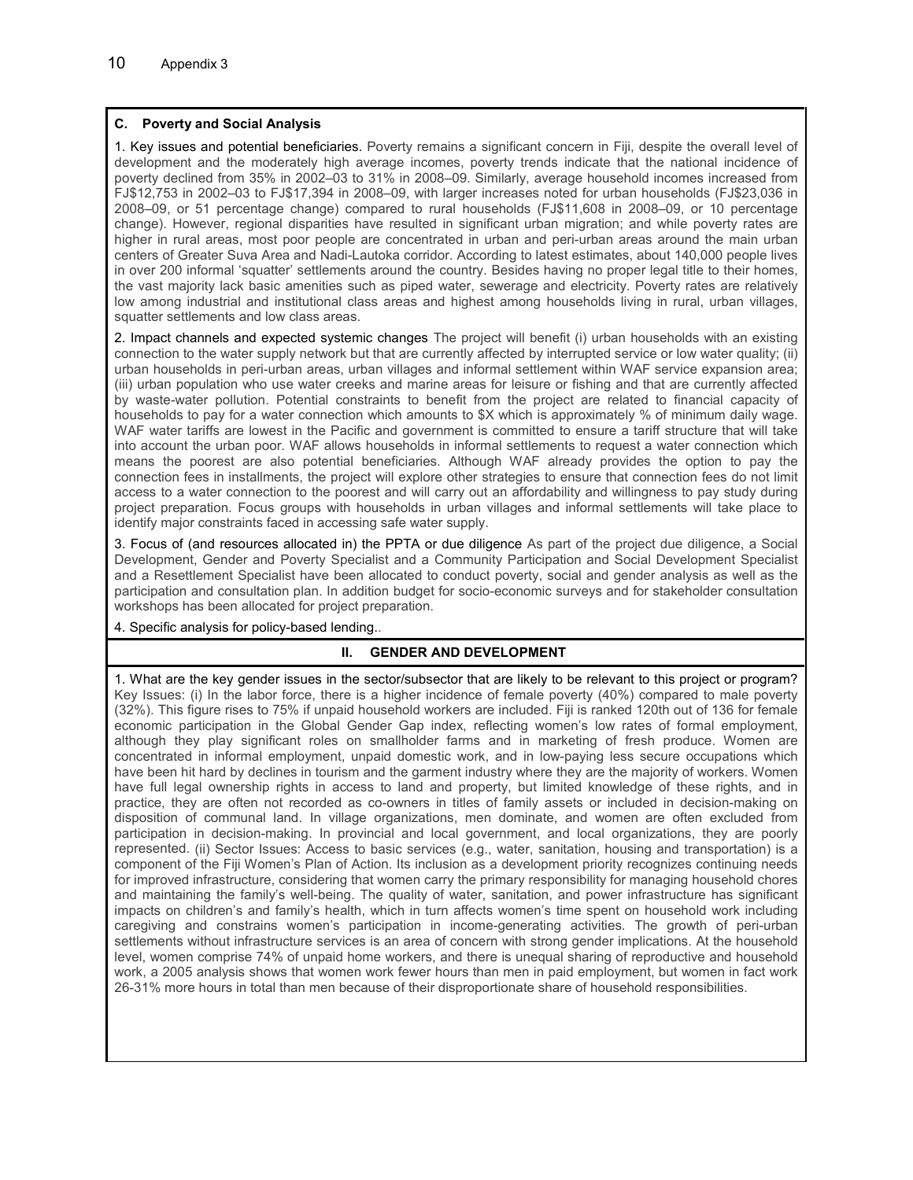### C. Poverty and Social Analysis

1. Key issues and potential beneficiaries. Poverty remains a significant concern in Fiji, despite the overall level of development and the moderately high average incomes, poverty trends indicate that the national incidence of poverty declined from 35% in 2002–03 to 31% in 2008–09. Similarly, average household incomes increased from FJ$12,753 in 2002–03 to FJ$17,394 in 2008–09, with larger increases noted for urban households (FJ$23,036 in 2008–09, or 51 percentage change) compared to rural households (FJ$11,608 in 2008–09, or 10 percentage change). However, regional disparities have resulted in significant urban migration; and while poverty rates are higher in rural areas, most poor people are concentrated in urban and peri-urban areas around the main urban centers of Greater Suva Area and Nadi-Lautoka corridor. According to latest estimates, about 140,000 people lives in over 200 informal 'squatter' settlements around the country. Besides having no proper legal title to their homes, the vast majority lack basic amenities such as piped water, sewerage and electricity. Poverty rates are relatively low among industrial and institutional class areas and highest among households living in rural, urban villages, squatter settlements and low class areas.

2. Impact channels and expected systemic changes The project will benefit (i) urban households with an existing connection to the water supply network but that are currently affected by interrupted service or low water quality; (ii) urban households in peri-urban areas, urban villages and informal settlement within WAF service expansion area; (iii) urban population who use water creeks and marine areas for leisure or fishing and that are currently affected by waste-water pollution. Potential constraints to benefit from the project are related to financial capacity of households to pay for a water connection which amounts to $X which is approximately % of minimum daily wage. WAF water tariffs are lowest in the Pacific and government is committed to ensure a tariff structure that will take into account the urban poor. WAF allows households in informal settlements to request a water connection which means the poorest are also potential beneficiaries. Although WAF already provides the option to pay the connection fees in installments, the project will explore other strategies to ensure that connection fees do not limit access to a water connection to the poorest and will carry out an affordability and willingness to pay study during project preparation. Focus groups with households in urban villages and informal settlements will take place to identify major constraints faced in accessing safe water supply.

3. Focus of (and resources allocated in) the PPTA or due diligence As part of the project due diligence, a Social Development, Gender and Poverty Specialist and a Community Participation and Social Development Specialist and a Resettlement Specialist have been allocated to conduct poverty, social and gender analysis as well as the participation and consultation plan. In addition budget for socio-economic surveys and for stakeholder consultation workshops has been allocated for project preparation.

4. Specific analysis for policy-based lending..

## II. GENDER AND DEVELOPMENT

1. What are the key gender issues in the sector/subsector that are likely to be relevant to this project or program? Key Issues: (i) In the labor force, there is a higher incidence of female poverty (40%) compared to male poverty (32%). This figure rises to 75% if unpaid household workers are included. Fiji is ranked 120th out of 136 for female economic participation in the Global Gender Gap index, reflecting women's low rates of formal employment, although they play significant roles on smallholder farms and in marketing of fresh produce. Women are concentrated in informal employment, unpaid domestic work, and in low-paying less secure occupations which have been hit hard by declines in tourism and the garment industry where they are the majority of workers. Women have full legal ownership rights in access to land and property, but limited knowledge of these rights, and in practice, they are often not recorded as co-owners in titles of family assets or included in decision-making on disposition of communal land. In village organizations, men dominate, and women are often excluded from participation in decision-making. In provincial and local government, and local organizations, they are poorly represented. (ii) Sector Issues: Access to basic services (e.g., water, sanitation, housing and transportation) is a component of the Fiji Women's Plan of Action. Its inclusion as a development priority recognizes continuing needs for improved infrastructure, considering that women carry the primary responsibility for managing household chores and maintaining the family's well-being. The quality of water, sanitation, and power infrastructure has significant impacts on children's and family's health, which in turn affects women's time spent on household work including caregiving and constrains women's participation in income-generating activities. The growth of peri-urban settlements without infrastructure services is an area of concern with strong gender implications. At the household level, women comprise 74% of unpaid home workers, and there is unequal sharing of reproductive and household work, a 2005 analysis shows that women work fewer hours than men in paid employment, but women in fact work 26-31% more hours in total than men because of their disproportionate share of household responsibilities.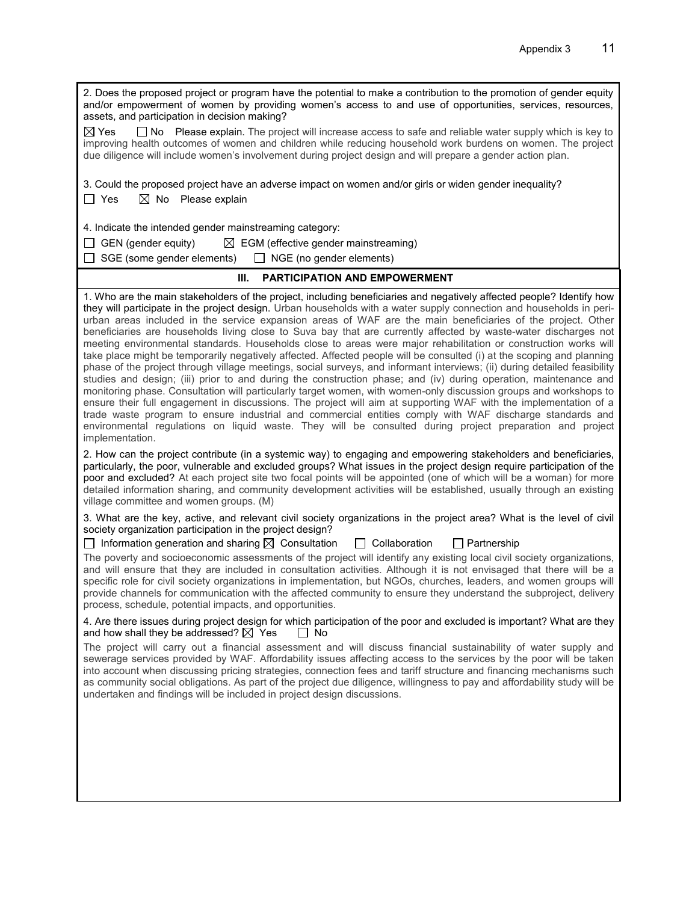2. Does the proposed project or program have the potential to make a contribution to the promotion of gender equity and/or empowerment of women by providing women's access to and use of opportunities, services, resources, assets, and participation in decision making?

☒ Yes ☐ No Please explain. The project will increase access to safe and reliable water supply which is key to improving health outcomes of women and children while reducing household work burdens on women. The project due diligence will include women's involvement during project design and will prepare a gender action plan.

3. Could the proposed project have an adverse impact on women and/or girls or widen gender inequality?

☐ Yes ☒ No Please explain

4. Indicate the intended gender mainstreaming category:

☐ GEN (gender equity) ☒ EGM (effective gender mainstreaming)

☐ SGE (some gender elements) ☐ NGE (no gender elements)

## III. PARTICIPATION AND EMPOWERMENT

1. Who are the main stakeholders of the project, including beneficiaries and negatively affected people? Identify how they will participate in the project design. Urban households with a water supply connection and households in peri-urban areas included in the service expansion areas of WAF are the main beneficiaries of the project. Other beneficiaries are households living close to Suva bay that are currently affected by waste-water discharges not meeting environmental standards. Households close to areas were major rehabilitation or construction works will take place might be temporarily negatively affected. Affected people will be consulted (i) at the scoping and planning phase of the project through village meetings, social surveys, and informant interviews; (ii) during detailed feasibility studies and design; (iii) prior to and during the construction phase; and (iv) during operation, maintenance and monitoring phase. Consultation will particularly target women, with women-only discussion groups and workshops to ensure their full engagement in discussions. The project will aim at supporting WAF with the implementation of a trade waste program to ensure industrial and commercial entities comply with WAF discharge standards and environmental regulations on liquid waste. They will be consulted during project preparation and project implementation.

2. How can the project contribute (in a systemic way) to engaging and empowering stakeholders and beneficiaries, particularly, the poor, vulnerable and excluded groups? What issues in the project design require participation of the poor and excluded? At each project site two focal points will be appointed (one of which will be a woman) for more detailed information sharing, and community development activities will be established, usually through an existing village committee and women groups. (M)

3. What are the key, active, and relevant civil society organizations in the project area? What is the level of civil society organization participation in the project design?

☐ Information generation and sharing ☒ Consultation ☐ Collaboration ☐ Partnership

The poverty and socioeconomic assessments of the project will identify any existing local civil society organizations, and will ensure that they are included in consultation activities. Although it is not envisaged that there will be a specific role for civil society organizations in implementation, but NGOs, churches, leaders, and women groups will provide channels for communication with the affected community to ensure they understand the subproject, delivery process, schedule, potential impacts, and opportunities.

4. Are there issues during project design for which participation of the poor and excluded is important? What are they and how shall they be addressed? ☒ Yes ☐ No

The project will carry out a financial assessment and will discuss financial sustainability of water supply and sewerage services provided by WAF. Affordability issues affecting access to the services by the poor will be taken into account when discussing pricing strategies, connection fees and tariff structure and financing mechanisms such as community social obligations. As part of the project due diligence, willingness to pay and affordability study will be undertaken and findings will be included in project design discussions.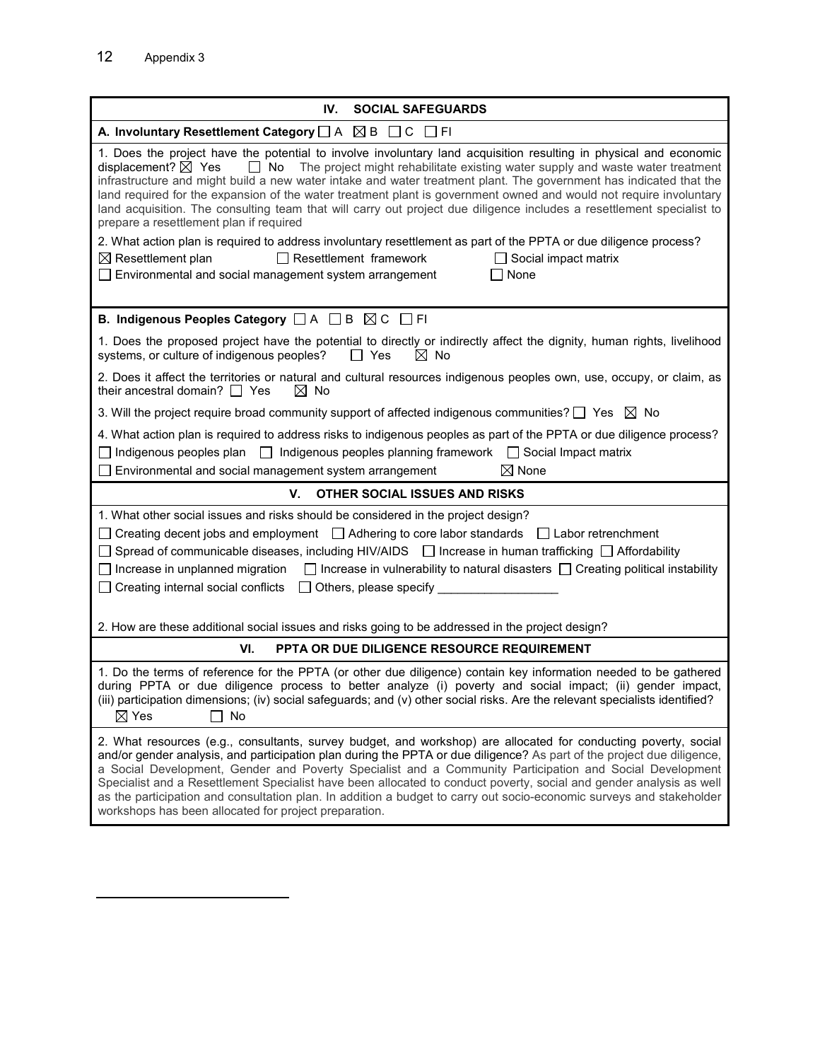## IV. SOCIAL SAFEGUARDS

**A. Involuntary Resettlement Category** ☐ A ☒ B ☐ C ☐ FI

1. Does the project have the potential to involve involuntary land acquisition resulting in physical and economic displacement? ☒ Yes ☐ No The project might rehabilitate existing water supply and waste water treatment infrastructure and might build a new water intake and water treatment plant. The government has indicated that the land required for the expansion of the water treatment plant is government owned and would not require involuntary land acquisition. The consulting team that will carry out project due diligence includes a resettlement specialist to prepare a resettlement plan if required

2. What action plan is required to address involuntary resettlement as part of the PPTA or due diligence process?

☒ Resettlement plan ☐ Resettlement framework ☐ Social impact matrix
☐ Environmental and social management system arrangement ☐ None

**B. Indigenous Peoples Category** ☐ A ☐ B ☒ C ☐ FI

1. Does the proposed project have the potential to directly or indirectly affect the dignity, human rights, livelihood systems, or culture of indigenous peoples? ☐ Yes ☒ No

2. Does it affect the territories or natural and cultural resources indigenous peoples own, use, occupy, or claim, as their ancestral domain? ☐ Yes ☒ No

3. Will the project require broad community support of affected indigenous communities? ☐ Yes ☒ No

4. What action plan is required to address risks to indigenous peoples as part of the PPTA or due diligence process?

☐ Indigenous peoples plan ☐ Indigenous peoples planning framework ☐ Social Impact matrix
☐ Environmental and social management system arrangement ☒ None

## V. OTHER SOCIAL ISSUES AND RISKS

1. What other social issues and risks should be considered in the project design?

☐ Creating decent jobs and employment ☐ Adhering to core labor standards ☐ Labor retrenchment
☐ Spread of communicable diseases, including HIV/AIDS ☐ Increase in human trafficking ☐ Affordability
☐ Increase in unplanned migration ☐ Increase in vulnerability to natural disasters ☐ Creating political instability
☐ Creating internal social conflicts ☐ Others, please specify __________________

2. How are these additional social issues and risks going to be addressed in the project design?

## VI. PPTA OR DUE DILIGENCE RESOURCE REQUIREMENT

1. Do the terms of reference for the PPTA (or other due diligence) contain key information needed to be gathered during PPTA or due diligence process to better analyze (i) poverty and social impact; (ii) gender impact, (iii) participation dimensions; (iv) social safeguards; and (v) other social risks. Are the relevant specialists identified?

☒ Yes ☐ No

2. What resources (e.g., consultants, survey budget, and workshop) are allocated for conducting poverty, social and/or gender analysis, and participation plan during the PPTA or due diligence? As part of the project due diligence, a Social Development, Gender and Poverty Specialist and a Community Participation and Social Development Specialist and a Resettlement Specialist have been allocated to conduct poverty, social and gender analysis as well as the participation and consultation plan. In addition a budget to carry out socio-economic surveys and stakeholder workshops has been allocated for project preparation.